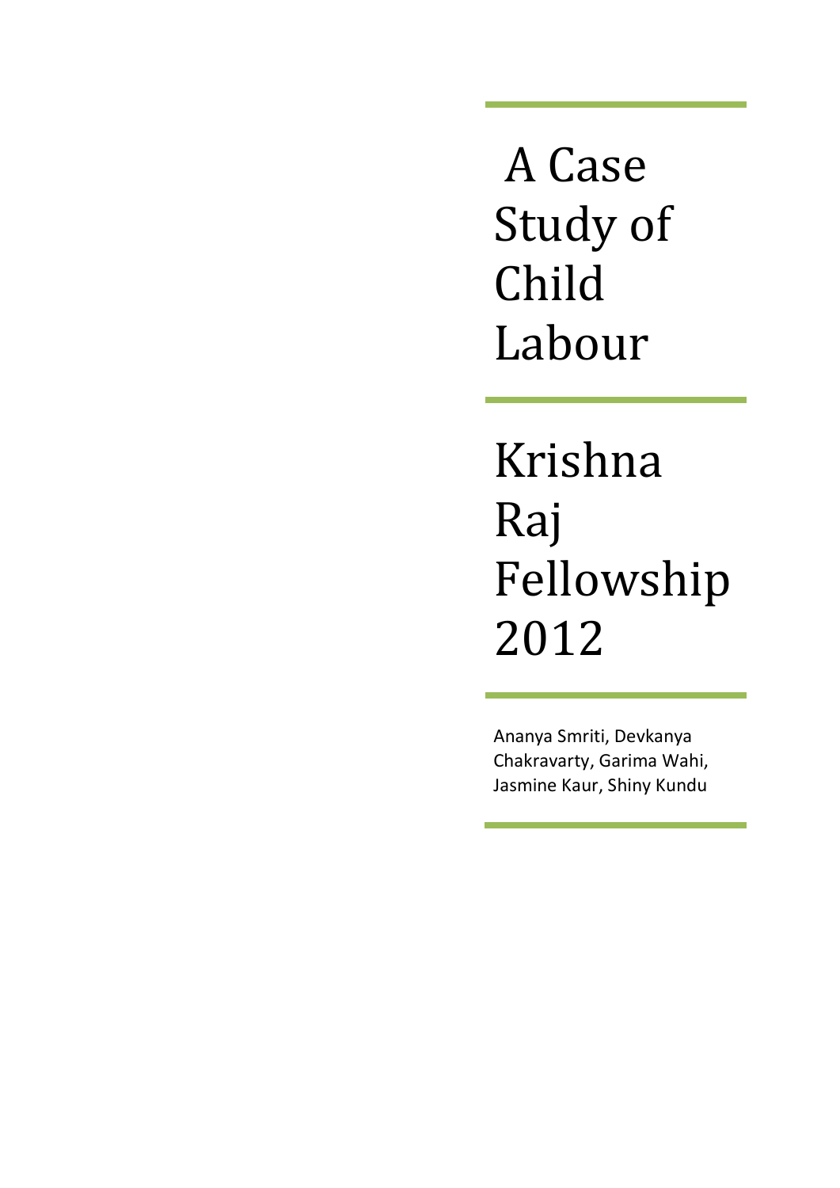# A Case Study of Child Labour

# Krishna Raj Fellowship 2012

Ananya Smriti, Devkanya Chakravarty, Garima Wahi, Jasmine Kaur, Shiny Kundu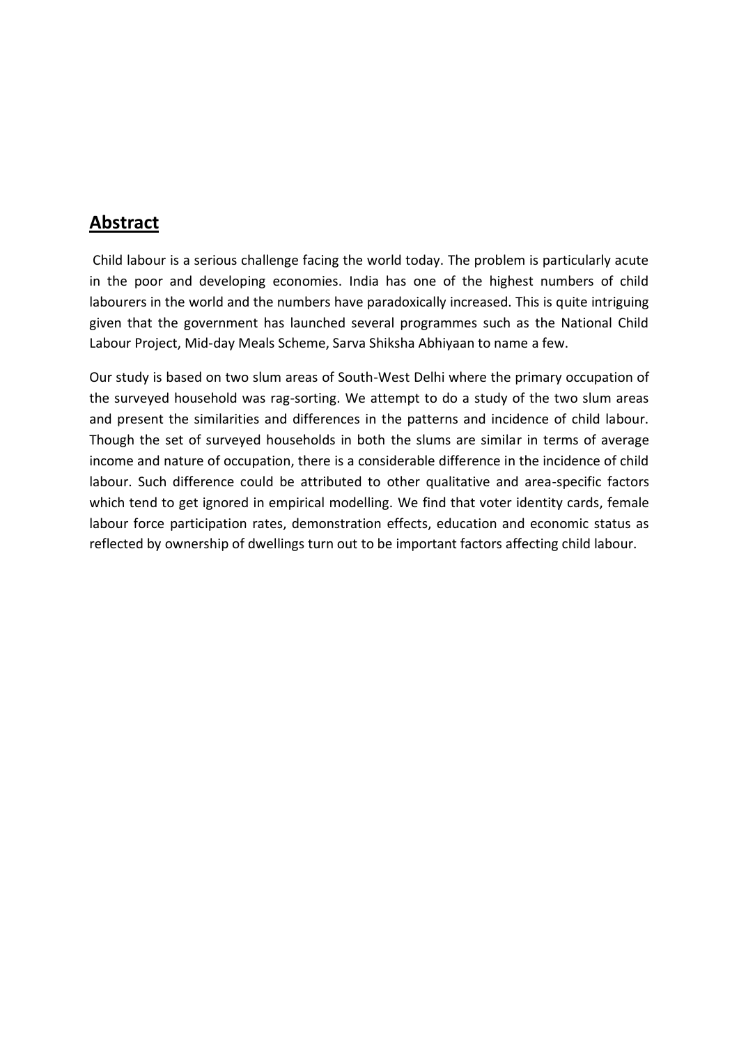## Abstract

Child labour is a serious challenge facing the world today. The problem is particularly acute in the poor and developing economies. India has one of the highest numbers of child labourers in the world and the numbers have paradoxically increased. This is quite intriguing given that the government has launched several programmes such as the National Child Labour Project, Mid-day Meals Scheme, Sarva Shiksha Abhiyaan to name a few.

Our study is based on two slum areas of South-West Delhi where the primary occupation of the surveyed household was rag-sorting. We attempt to do a study of the two slum areas and present the similarities and differences in the patterns and incidence of child labour. Though the set of surveyed households in both the slums are similar in terms of average income and nature of occupation, there is a considerable difference in the incidence of child labour. Such difference could be attributed to other qualitative and area-specific factors which tend to get ignored in empirical modelling. We find that voter identity cards, female labour force participation rates, demonstration effects, education and economic status as reflected by ownership of dwellings turn out to be important factors affecting child labour.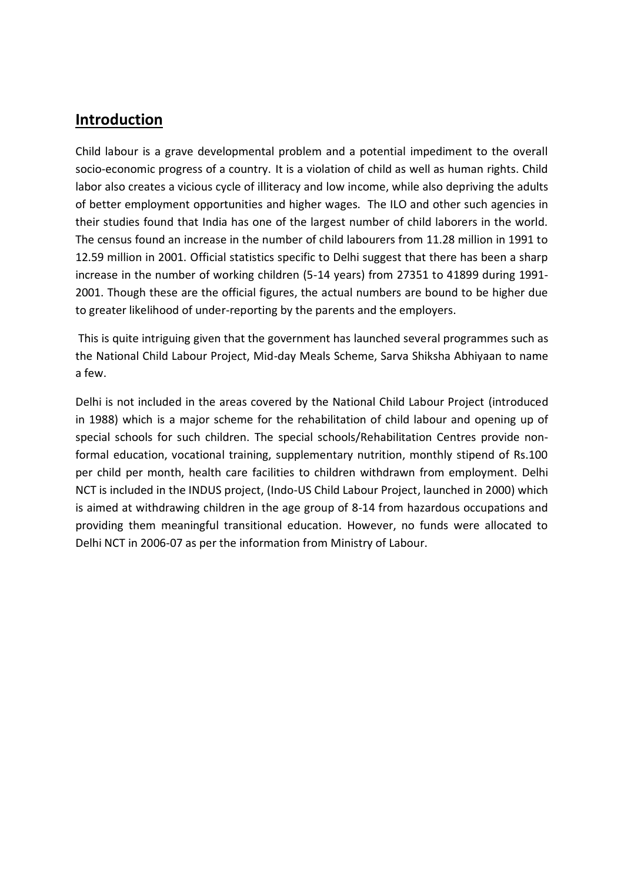## Introduction

Child labour is a grave developmental problem and a potential impediment to the overall socio-economic progress of a country. It is a violation of child as well as human rights. Child labor also creates a vicious cycle of illiteracy and low income, while also depriving the adults of better employment opportunities and higher wages. The ILO and other such agencies in their studies found that India has one of the largest number of child laborers in the world. The census found an increase in the number of child labourers from 11.28 million in 1991 to 12.59 million in 2001. Official statistics specific to Delhi suggest that there has been a sharp increase in the number of working children (5-14 years) from 27351 to 41899 during 1991-2001. Though these are the official figures, the actual numbers are bound to be higher due to greater likelihood of under-reporting by the parents and the employers.

This is quite intriguing given that the government has launched several programmes such as the National Child Labour Project, Mid-day Meals Scheme, Sarva Shiksha Abhiyaan to name a few.

Delhi is not included in the areas covered by the National Child Labour Project (introduced in 1988) which is a major scheme for the rehabilitation of child labour and opening up of special schools for such children. The special schools/Rehabilitation Centres provide non-formal education, vocational training, supplementary nutrition, monthly stipend of Rs.100 per child per month, health care facilities to children withdrawn from employment. Delhi NCT is included in the INDUS project, (Indo-US Child Labour Project, launched in 2000) which is aimed at withdrawing children in the age group of 8-14 from hazardous occupations and providing them meaningful transitional education. However, no funds were allocated to Delhi NCT in 2006-07 as per the information from Ministry of Labour.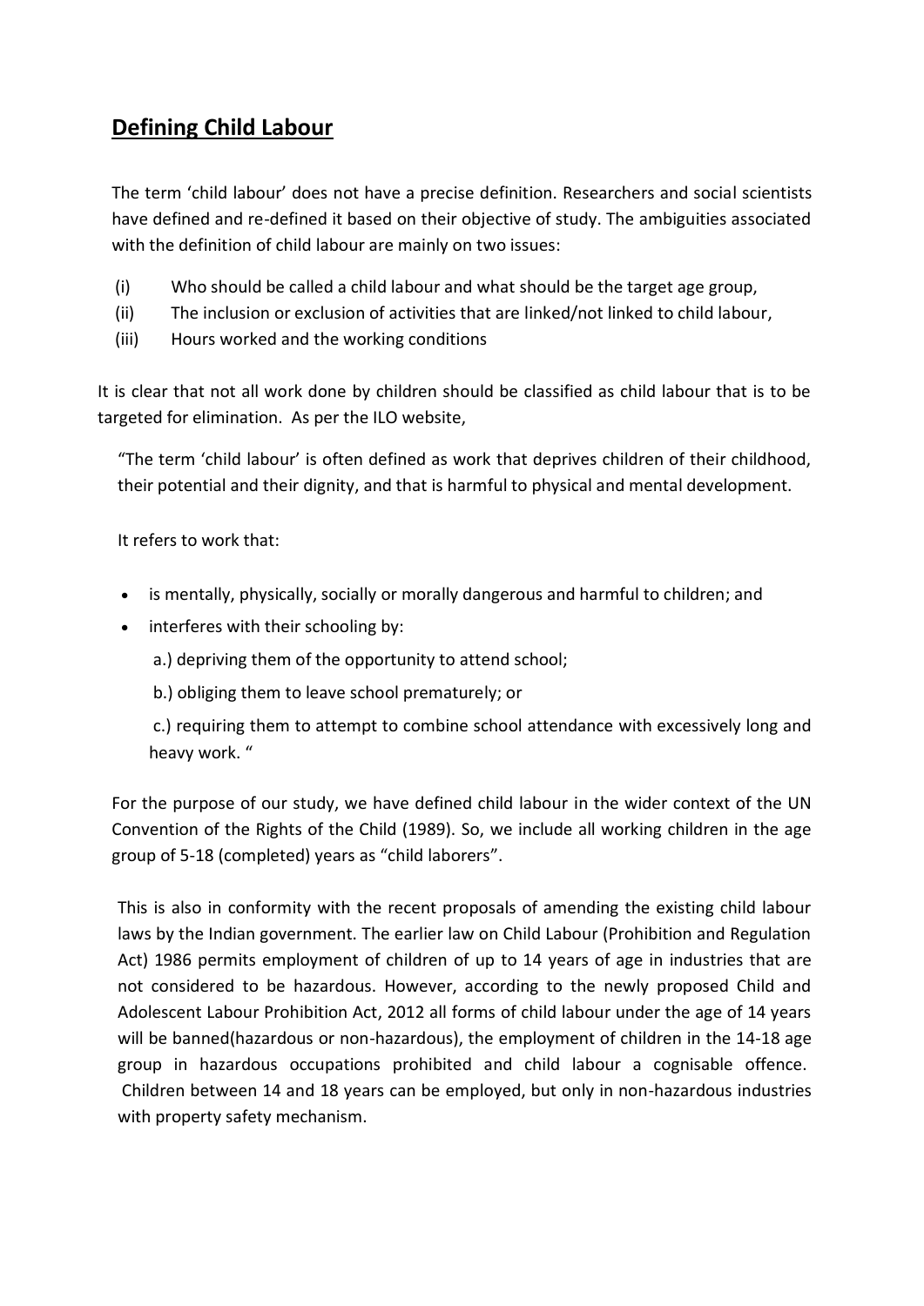## Defining Child Labour

The term 'child labour' does not have a precise definition. Researchers and social scientists have defined and re-defined it based on their objective of study. The ambiguities associated with the definition of child labour are mainly on two issues:

(i) Who should be called a child labour and what should be the target age group,

(ii) The inclusion or exclusion of activities that are linked/not linked to child labour,

(iii) Hours worked and the working conditions

It is clear that not all work done by children should be classified as child labour that is to be targeted for elimination. As per the ILO website,

> "The term 'child labour' is often defined as work that deprives children of their childhood, their potential and their dignity, and that is harmful to physical and mental development.
>
> It refers to work that:
>
> - is mentally, physically, socially or morally dangerous and harmful to children; and
> - interferes with their schooling by:
>
>   a.) depriving them of the opportunity to attend school;
>
>   b.) obliging them to leave school prematurely; or
>
>   c.) requiring them to attempt to combine school attendance with excessively long and heavy work. "

For the purpose of our study, we have defined child labour in the wider context of the UN Convention of the Rights of the Child (1989). So, we include all working children in the age group of 5-18 (completed) years as "child laborers".

This is also in conformity with the recent proposals of amending the existing child labour laws by the Indian government. The earlier law on Child Labour (Prohibition and Regulation Act) 1986 permits employment of children of up to 14 years of age in industries that are not considered to be hazardous. However, according to the newly proposed Child and Adolescent Labour Prohibition Act, 2012 all forms of child labour under the age of 14 years will be banned(hazardous or non-hazardous), the employment of children in the 14-18 age group in hazardous occupations prohibited and child labour a cognisable offence. Children between 14 and 18 years can be employed, but only in non-hazardous industries with property safety mechanism.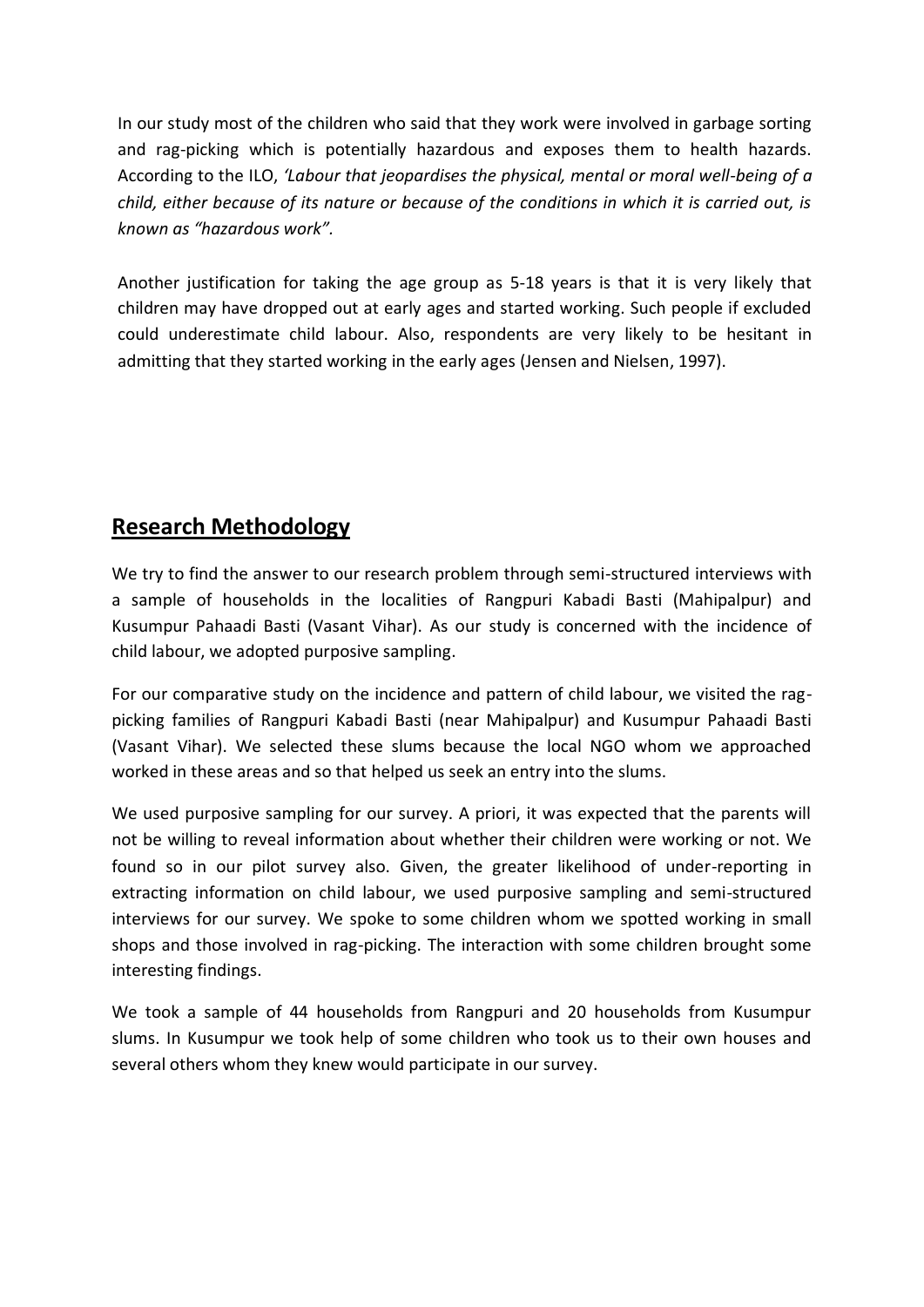In our study most of the children who said that they work were involved in garbage sorting and rag-picking which is potentially hazardous and exposes them to health hazards. According to the ILO, *'Labour that jeopardises the physical, mental or moral well-being of a child, either because of its nature or because of the conditions in which it is carried out, is known as "hazardous work".*

Another justification for taking the age group as 5-18 years is that it is very likely that children may have dropped out at early ages and started working. Such people if excluded could underestimate child labour. Also, respondents are very likely to be hesitant in admitting that they started working in the early ages (Jensen and Nielsen, 1997).

## Research Methodology

We try to find the answer to our research problem through semi-structured interviews with a sample of households in the localities of Rangpuri Kabadi Basti (Mahipalpur) and Kusumpur Pahaadi Basti (Vasant Vihar). As our study is concerned with the incidence of child labour, we adopted purposive sampling.

For our comparative study on the incidence and pattern of child labour, we visited the rag-picking families of Rangpuri Kabadi Basti (near Mahipalpur) and Kusumpur Pahaadi Basti (Vasant Vihar). We selected these slums because the local NGO whom we approached worked in these areas and so that helped us seek an entry into the slums.

We used purposive sampling for our survey. A priori, it was expected that the parents will not be willing to reveal information about whether their children were working or not. We found so in our pilot survey also. Given, the greater likelihood of under-reporting in extracting information on child labour, we used purposive sampling and semi-structured interviews for our survey. We spoke to some children whom we spotted working in small shops and those involved in rag-picking. The interaction with some children brought some interesting findings.

We took a sample of 44 households from Rangpuri and 20 households from Kusumpur slums. In Kusumpur we took help of some children who took us to their own houses and several others whom they knew would participate in our survey.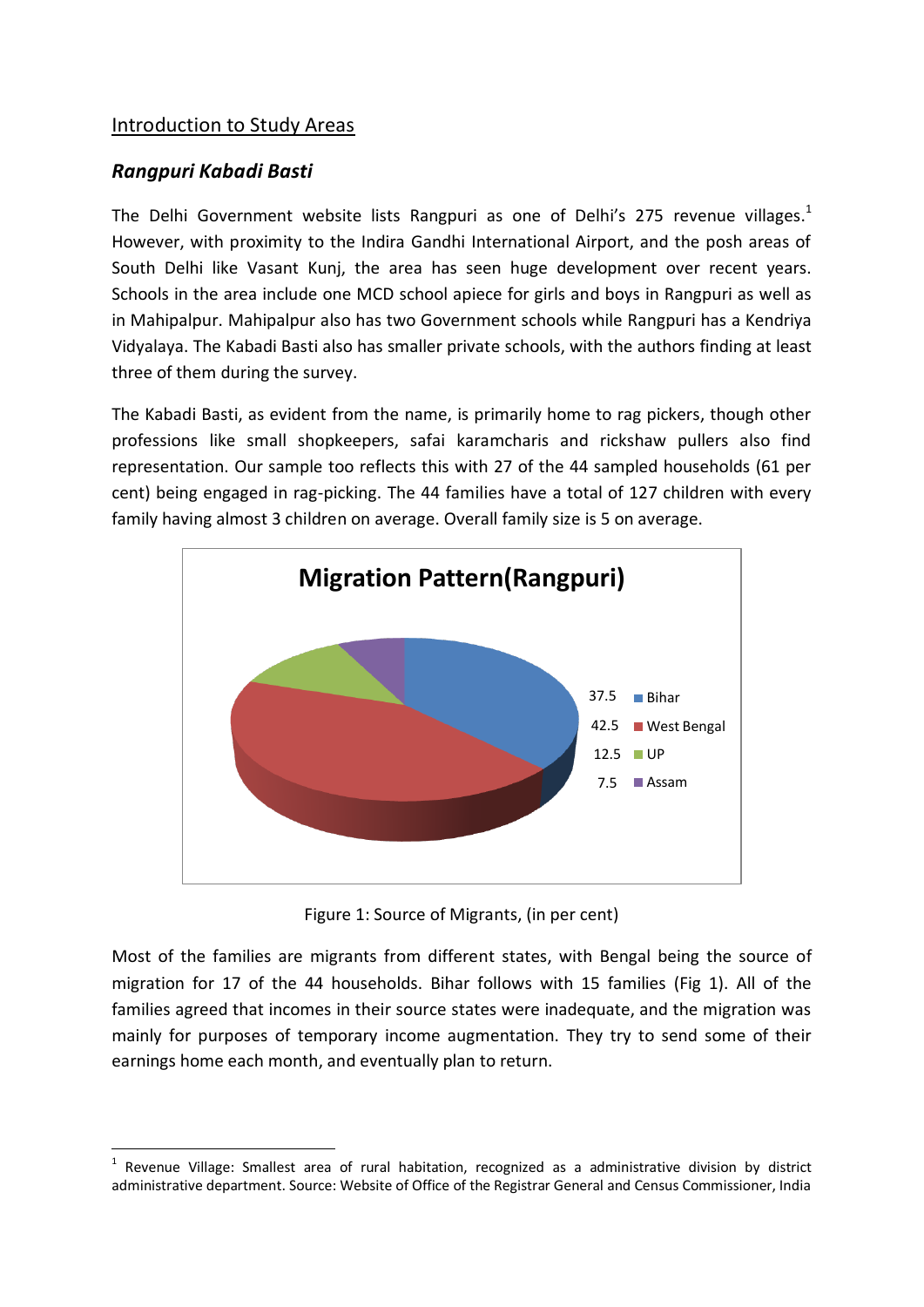## Introduction to Study Areas

### *Rangpuri Kabadi Basti*

The Delhi Government website lists Rangpuri as one of Delhi's 275 revenue villages.[1] However, with proximity to the Indira Gandhi International Airport, and the posh areas of South Delhi like Vasant Kunj, the area has seen huge development over recent years. Schools in the area include one MCD school apiece for girls and boys in Rangpuri as well as in Mahipalpur. Mahipalpur also has two Government schools while Rangpuri has a Kendriya Vidyalaya. The Kabadi Basti also has smaller private schools, with the authors finding at least three of them during the survey.

The Kabadi Basti, as evident from the name, is primarily home to rag pickers, though other professions like small shopkeepers, safai karamcharis and rickshaw pullers also find representation. Our sample too reflects this with 27 of the 44 sampled households (61 per cent) being engaged in rag-picking. The 44 families have a total of 127 children with every family having almost 3 children on average. Overall family size is 5 on average.

Migration Pattern(Rangpuri)

37.5 Bihar
42.5 West Bengal
12.5 UP
7.5 Assam

Figure 1: Source of Migrants, (in per cent)

Most of the families are migrants from different states, with Bengal being the source of migration for 17 of the 44 households. Bihar follows with 15 families (Fig 1). All of the families agreed that incomes in their source states were inadequate, and the migration was mainly for purposes of temporary income augmentation. They try to send some of their earnings home each month, and eventually plan to return.

[1] Revenue Village: Smallest area of rural habitation, recognized as a administrative division by district administrative department. Source: Website of Office of the Registrar General and Census Commissioner, India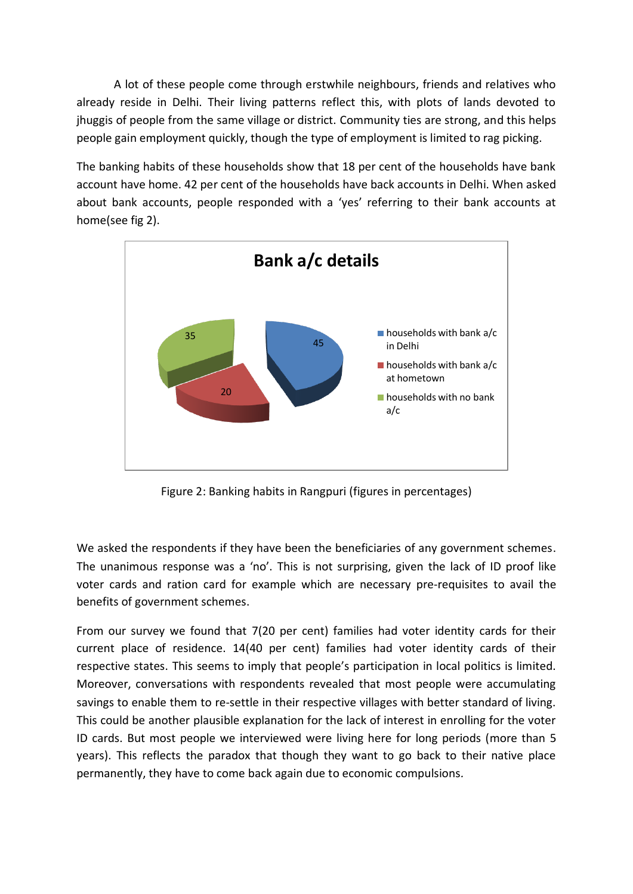A lot of these people come through erstwhile neighbours, friends and relatives who already reside in Delhi. Their living patterns reflect this, with plots of lands devoted to jhuggis of people from the same village or district. Community ties are strong, and this helps people gain employment quickly, though the type of employment is limited to rag picking.

The banking habits of these households show that 18 per cent of the households have bank account have home. 42 per cent of the households have back accounts in Delhi. When asked about bank accounts, people responded with a 'yes' referring to their bank accounts at home(see fig 2).

Bank a/c details

35

45

20

households with bank a/c in Delhi

households with bank a/c at hometown

households with no bank a/c

Figure 2: Banking habits in Rangpuri (figures in percentages)

We asked the respondents if they have been the beneficiaries of any government schemes. The unanimous response was a 'no'. This is not surprising, given the lack of ID proof like voter cards and ration card for example which are necessary pre-requisites to avail the benefits of government schemes.

From our survey we found that 7(20 per cent) families had voter identity cards for their current place of residence. 14(40 per cent) families had voter identity cards of their respective states. This seems to imply that people's participation in local politics is limited. Moreover, conversations with respondents revealed that most people were accumulating savings to enable them to re-settle in their respective villages with better standard of living. This could be another plausible explanation for the lack of interest in enrolling for the voter ID cards. But most people we interviewed were living here for long periods (more than 5 years). This reflects the paradox that though they want to go back to their native place permanently, they have to come back again due to economic compulsions.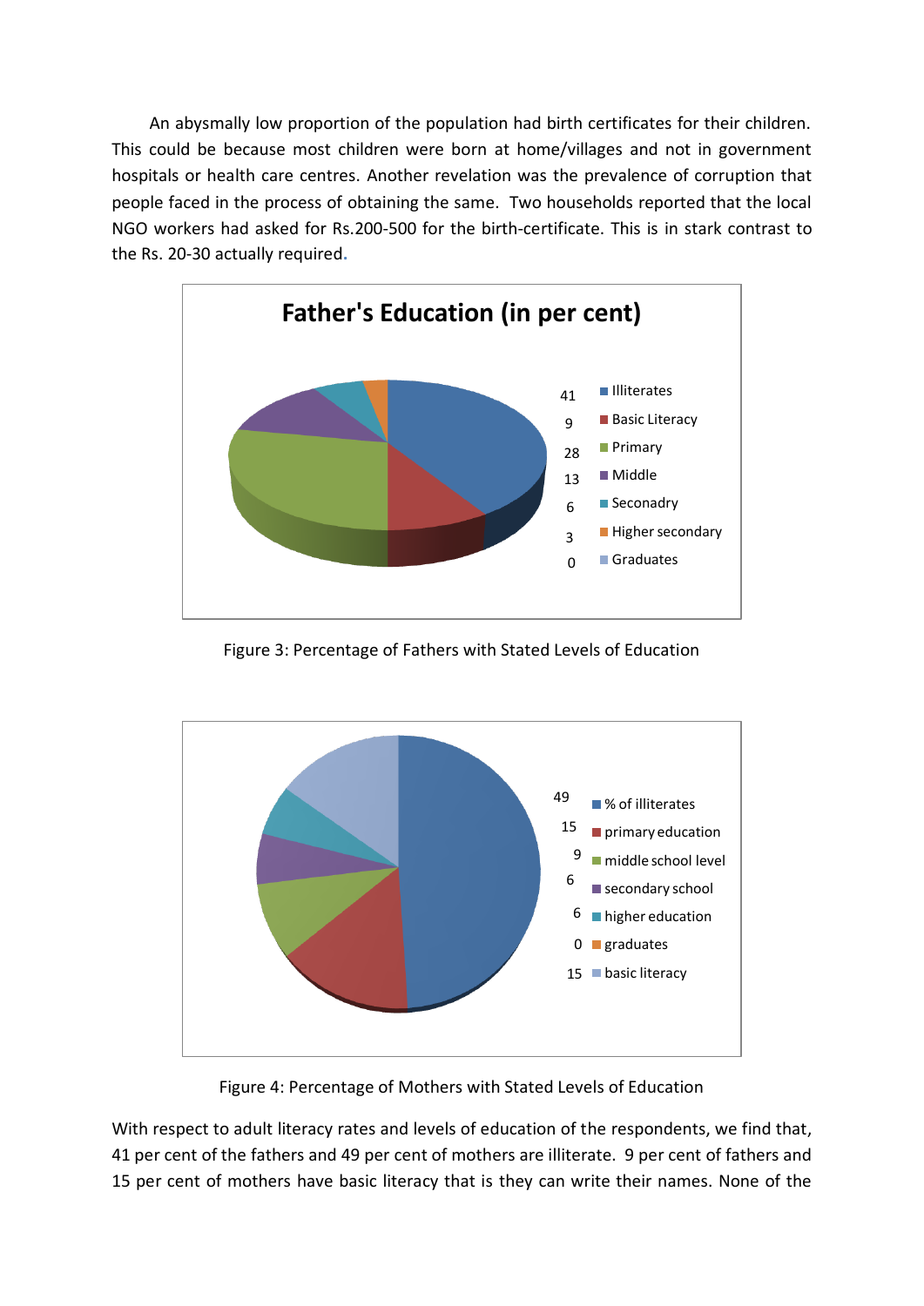An abysmally low proportion of the population had birth certificates for their children. This could be because most children were born at home/villages and not in government hospitals or health care centres. Another revelation was the prevalence of corruption that people faced in the process of obtaining the same. Two households reported that the local NGO workers had asked for Rs.200-500 for the birth-certificate. This is in stark contrast to the Rs. 20-30 actually required.

**Father's Education (in per cent)**

41 Illiterates
9 Basic Literacy
28 Primary
13 Middle
6 Seconodry
3 Higher secondary
0 Graduates

Figure 3: Percentage of Fathers with Stated Levels of Education

49 % of illiterates
15 primary education
9 middle school level
6 secondary school
6 higher education
0 graduates
15 basic literacy

Figure 4: Percentage of Mothers with Stated Levels of Education

With respect to adult literacy rates and levels of education of the respondents, we find that, 41 per cent of the fathers and 49 per cent of mothers are illiterate. 9 per cent of fathers and 15 per cent of mothers have basic literacy that is they can write their names. None of the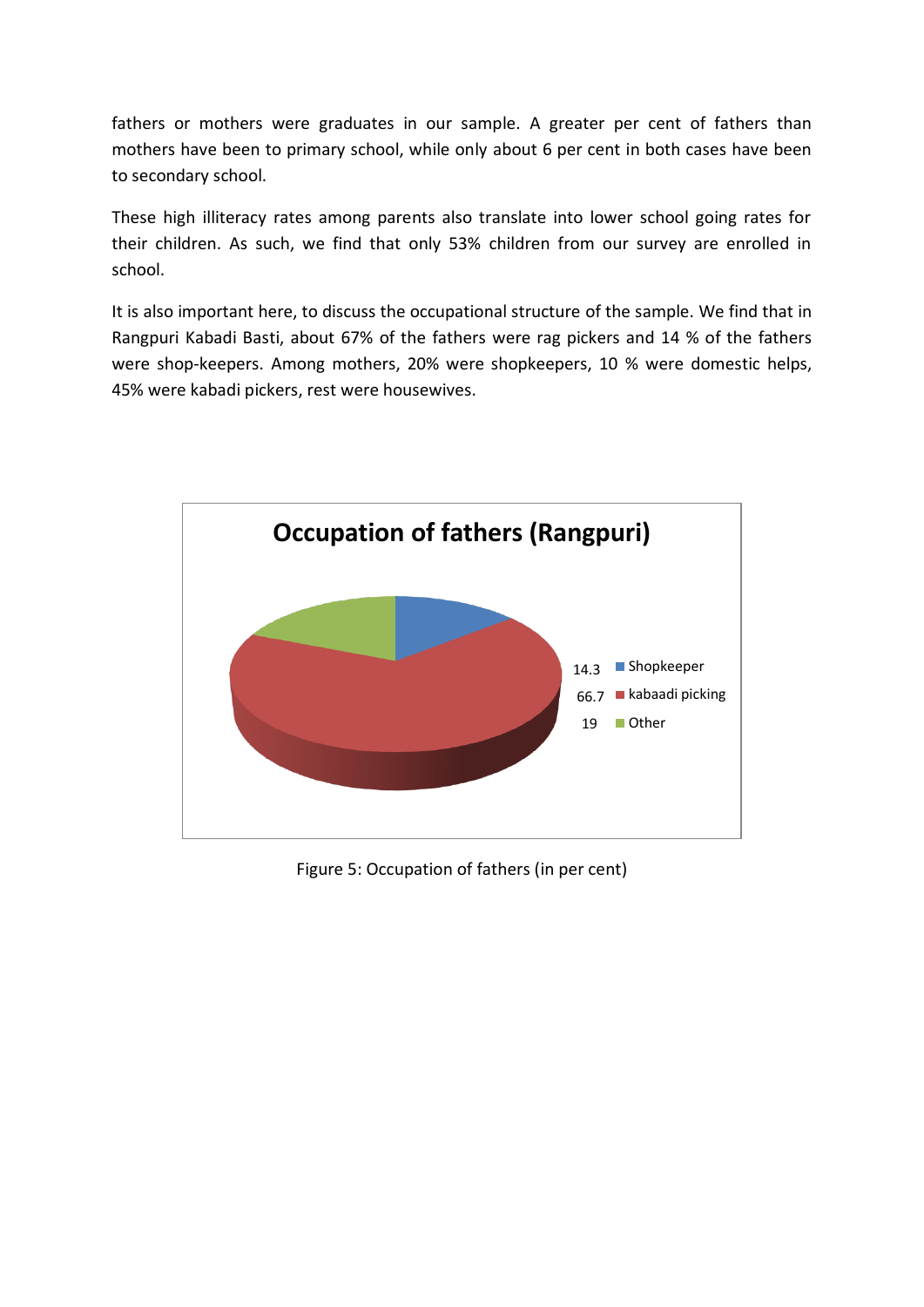fathers or mothers were graduates in our sample. A greater per cent of fathers than mothers have been to primary school, while only about 6 per cent in both cases have been to secondary school.

These high illiteracy rates among parents also translate into lower school going rates for their children. As such, we find that only 53% children from our survey are enrolled in school.

It is also important here, to discuss the occupational structure of the sample. We find that in Rangpuri Kabadi Basti, about 67% of the fathers were rag pickers and 14 % of the fathers were shop-keepers. Among mothers, 20% were shopkeepers, 10 % were domestic helps, 45% were kabadi pickers, rest were housewives.

**Occupation of fathers (Rangpuri)**

14.3 Shopkeeper
66.7 kabaadi picking
19 Other

Figure 5: Occupation of fathers (in per cent)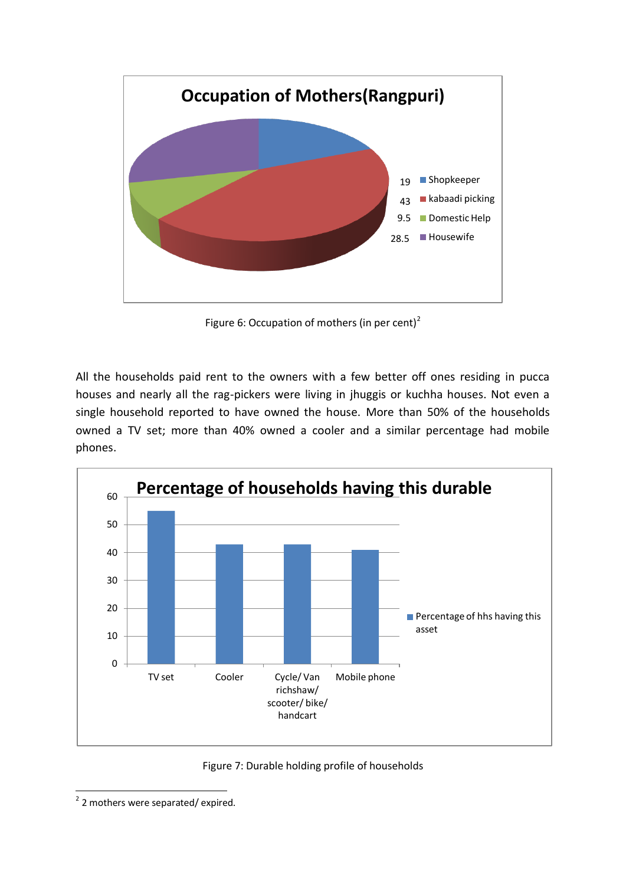Occupation of Mothers(Rangpuri)

19 Shopkeeper

43 kabaadi picking

9.5 Domestic Help

28.5 Housewife

Figure 6: Occupation of mothers (in per cent)[2]

All the households paid rent to the owners with a few better off ones residing in pucca houses and nearly all the rag-pickers were living in jhuggis or kuchha houses. Not even a single household reported to have owned the house. More than 50% of the households owned a TV set; more than 40% owned a cooler and a similar percentage had mobile phones.

Percentage of households having this durable

60

50

40

30

20

10

0

TV set

Cooler

Cycle/ Van richshaw/ scooter/ bike/ handcart

Mobile phone

Percentage of hhs having this asset

Figure 7: Durable holding profile of households

[2] 2 mothers were separated/ expired.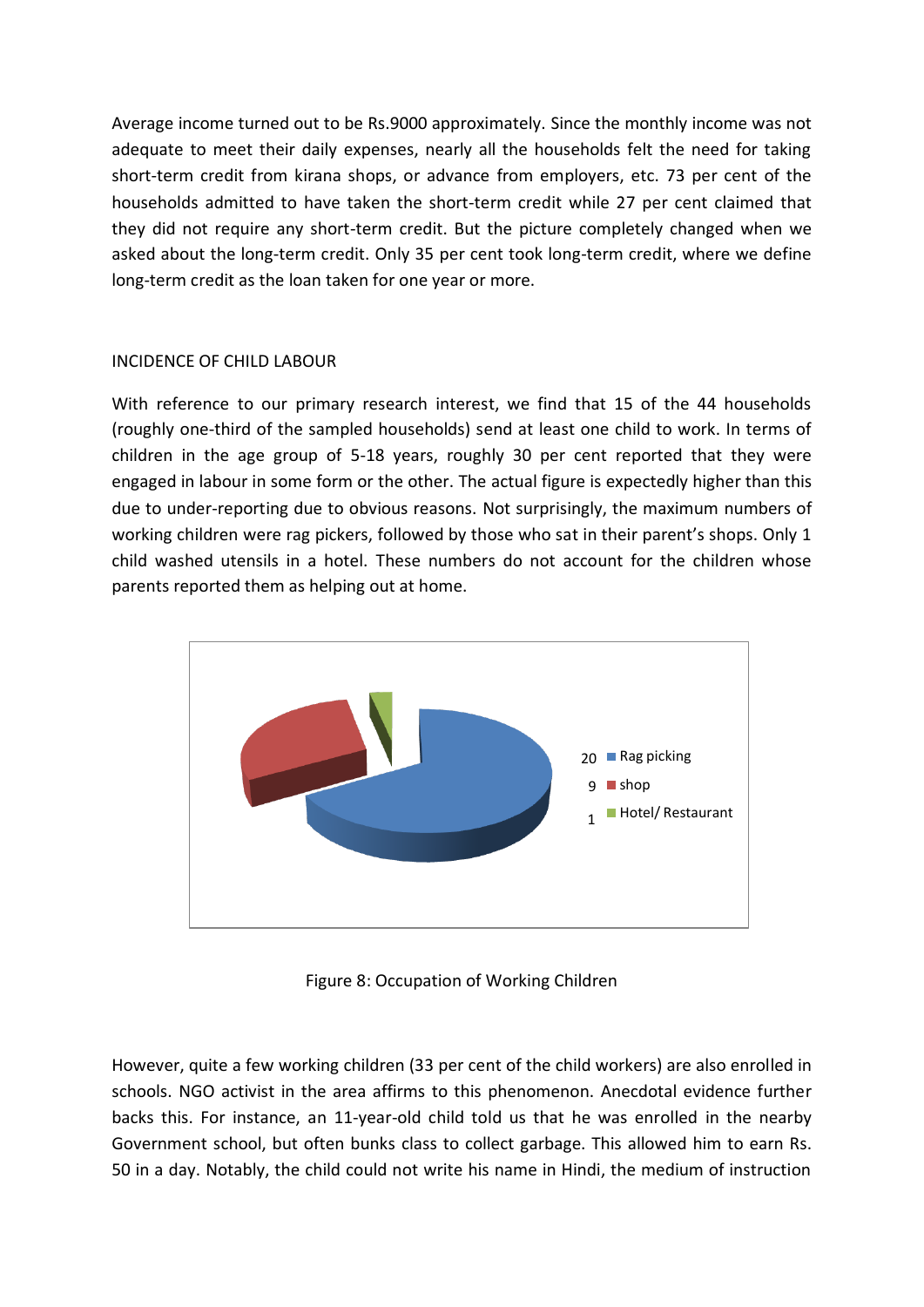Average income turned out to be Rs.9000 approximately. Since the monthly income was not adequate to meet their daily expenses, nearly all the households felt the need for taking short-term credit from kirana shops, or advance from employers, etc. 73 per cent of the households admitted to have taken the short-term credit while 27 per cent claimed that they did not require any short-term credit. But the picture completely changed when we asked about the long-term credit. Only 35 per cent took long-term credit, where we define long-term credit as the loan taken for one year or more.

## INCIDENCE OF CHILD LABOUR

With reference to our primary research interest, we find that 15 of the 44 households (roughly one-third of the sampled households) send at least one child to work. In terms of children in the age group of 5-18 years, roughly 30 per cent reported that they were engaged in labour in some form or the other. The actual figure is expectedly higher than this due to under-reporting due to obvious reasons. Not surprisingly, the maximum numbers of working children were rag pickers, followed by those who sat in their parent's shops. Only 1 child washed utensils in a hotel. These numbers do not account for the children whose parents reported them as helping out at home.

20 Rag picking
9 shop
1 Hotel/ Restaurant

Figure 8: Occupation of Working Children

However, quite a few working children (33 per cent of the child workers) are also enrolled in schools. NGO activist in the area affirms to this phenomenon. Anecdotal evidence further backs this. For instance, an 11-year-old child told us that he was enrolled in the nearby Government school, but often bunks class to collect garbage. This allowed him to earn Rs. 50 in a day. Notably, the child could not write his name in Hindi, the medium of instruction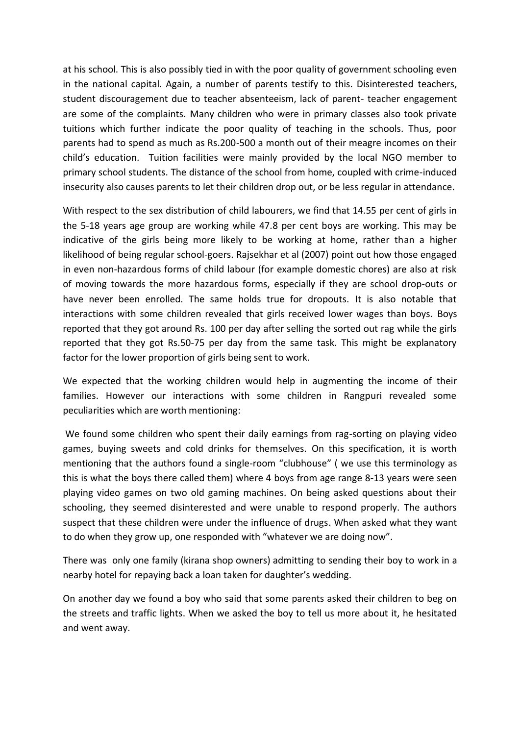at his school. This is also possibly tied in with the poor quality of government schooling even in the national capital. Again, a number of parents testify to this. Disinterested teachers, student discouragement due to teacher absenteeism, lack of parent- teacher engagement are some of the complaints. Many children who were in primary classes also took private tuitions which further indicate the poor quality of teaching in the schools. Thus, poor parents had to spend as much as Rs.200-500 a month out of their meagre incomes on their child's education. Tuition facilities were mainly provided by the local NGO member to primary school students. The distance of the school from home, coupled with crime-induced insecurity also causes parents to let their children drop out, or be less regular in attendance.

With respect to the sex distribution of child labourers, we find that 14.55 per cent of girls in the 5-18 years age group are working while 47.8 per cent boys are working. This may be indicative of the girls being more likely to be working at home, rather than a higher likelihood of being regular school-goers. Rajsekhar et al (2007) point out how those engaged in even non-hazardous forms of child labour (for example domestic chores) are also at risk of moving towards the more hazardous forms, especially if they are school drop-outs or have never been enrolled. The same holds true for dropouts. It is also notable that interactions with some children revealed that girls received lower wages than boys. Boys reported that they got around Rs. 100 per day after selling the sorted out rag while the girls reported that they got Rs.50-75 per day from the same task. This might be explanatory factor for the lower proportion of girls being sent to work.

We expected that the working children would help in augmenting the income of their families. However our interactions with some children in Rangpuri revealed some peculiarities which are worth mentioning:

We found some children who spent their daily earnings from rag-sorting on playing video games, buying sweets and cold drinks for themselves. On this specification, it is worth mentioning that the authors found a single-room "clubhouse" ( we use this terminology as this is what the boys there called them) where 4 boys from age range 8-13 years were seen playing video games on two old gaming machines. On being asked questions about their schooling, they seemed disinterested and were unable to respond properly. The authors suspect that these children were under the influence of drugs. When asked what they want to do when they grow up, one responded with "whatever we are doing now".

There was only one family (kirana shop owners) admitting to sending their boy to work in a nearby hotel for repaying back a loan taken for daughter's wedding.

On another day we found a boy who said that some parents asked their children to beg on the streets and traffic lights. When we asked the boy to tell us more about it, he hesitated and went away.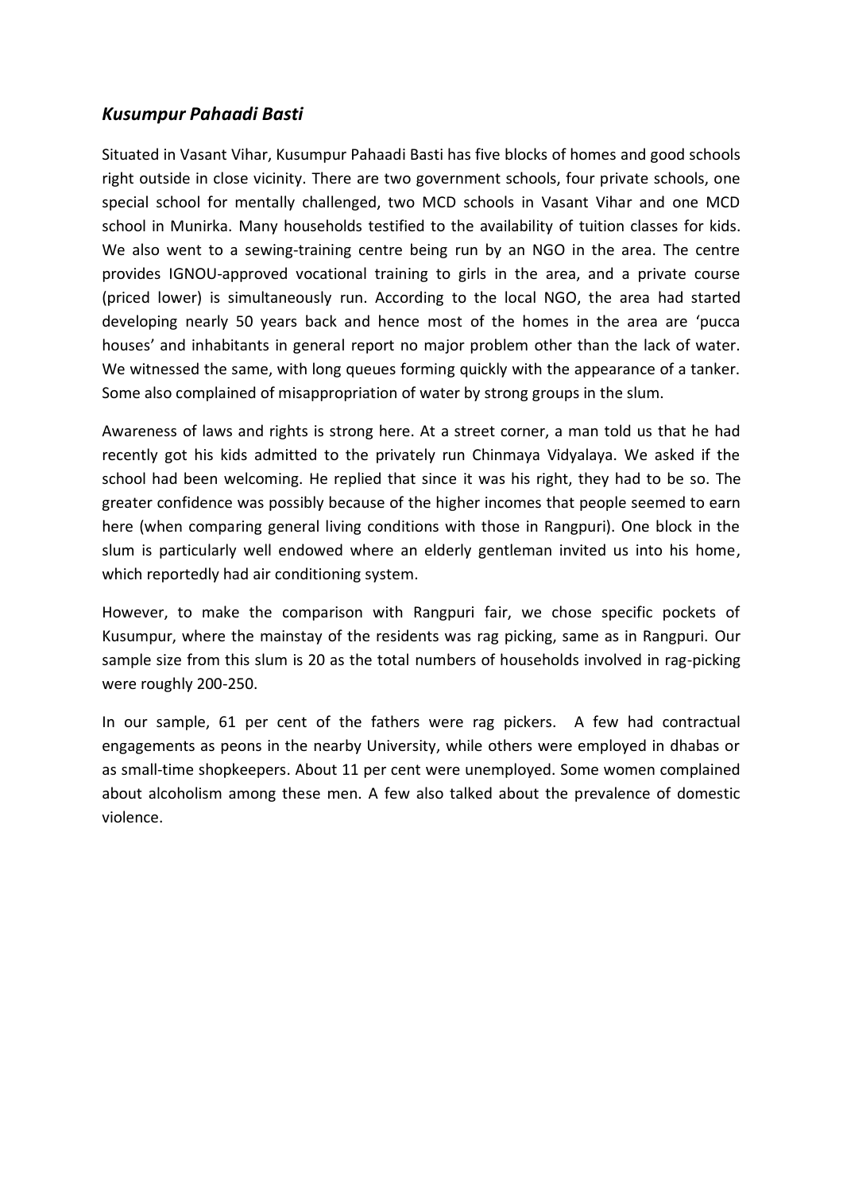### *Kusumpur Pahaadi Basti*

Situated in Vasant Vihar, Kusumpur Pahaadi Basti has five blocks of homes and good schools right outside in close vicinity. There are two government schools, four private schools, one special school for mentally challenged, two MCD schools in Vasant Vihar and one MCD school in Munirka. Many households testified to the availability of tuition classes for kids. We also went to a sewing-training centre being run by an NGO in the area. The centre provides IGNOU-approved vocational training to girls in the area, and a private course (priced lower) is simultaneously run. According to the local NGO, the area had started developing nearly 50 years back and hence most of the homes in the area are 'pucca houses' and inhabitants in general report no major problem other than the lack of water. We witnessed the same, with long queues forming quickly with the appearance of a tanker. Some also complained of misappropriation of water by strong groups in the slum.

Awareness of laws and rights is strong here. At a street corner, a man told us that he had recently got his kids admitted to the privately run Chinmaya Vidyalaya. We asked if the school had been welcoming. He replied that since it was his right, they had to be so. The greater confidence was possibly because of the higher incomes that people seemed to earn here (when comparing general living conditions with those in Rangpuri). One block in the slum is particularly well endowed where an elderly gentleman invited us into his home, which reportedly had air conditioning system.

However, to make the comparison with Rangpuri fair, we chose specific pockets of Kusumpur, where the mainstay of the residents was rag picking, same as in Rangpuri. Our sample size from this slum is 20 as the total numbers of households involved in rag-picking were roughly 200-250.

In our sample, 61 per cent of the fathers were rag pickers. A few had contractual engagements as peons in the nearby University, while others were employed in dhabas or as small-time shopkeepers. About 11 per cent were unemployed. Some women complained about alcoholism among these men. A few also talked about the prevalence of domestic violence.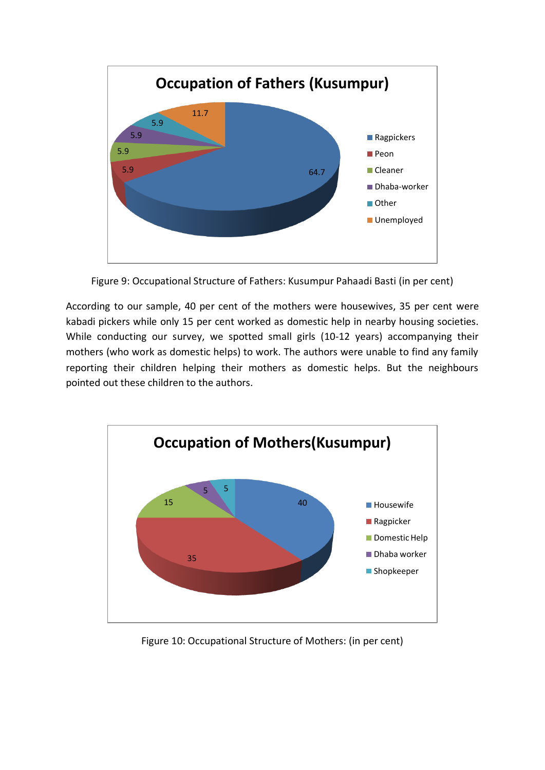Occupation of Fathers (Kusumpur)

11.7
5.9
5.9
5.9
5.9
64.7

Ragpickers
Peon
Cleaner
Dhaba-worker
Other
Unemployed

Figure 9: Occupational Structure of Fathers: Kusumpur Pahaadi Basti (in per cent)

According to our sample, 40 per cent of the mothers were housewives, 35 per cent were kabadi pickers while only 15 per cent worked as domestic help in nearby housing societies. While conducting our survey, we spotted small girls (10-12 years) accompanying their mothers (who work as domestic helps) to work. The authors were unable to find any family reporting their children helping their mothers as domestic helps. But the neighbours pointed out these children to the authors.

Occupation of Mothers(Kusumpur)

5
5
15
40
35

Housewife
Ragpicker
Domestic Help
Dhaba worker
Shopkeeper

Figure 10: Occupational Structure of Mothers: (in per cent)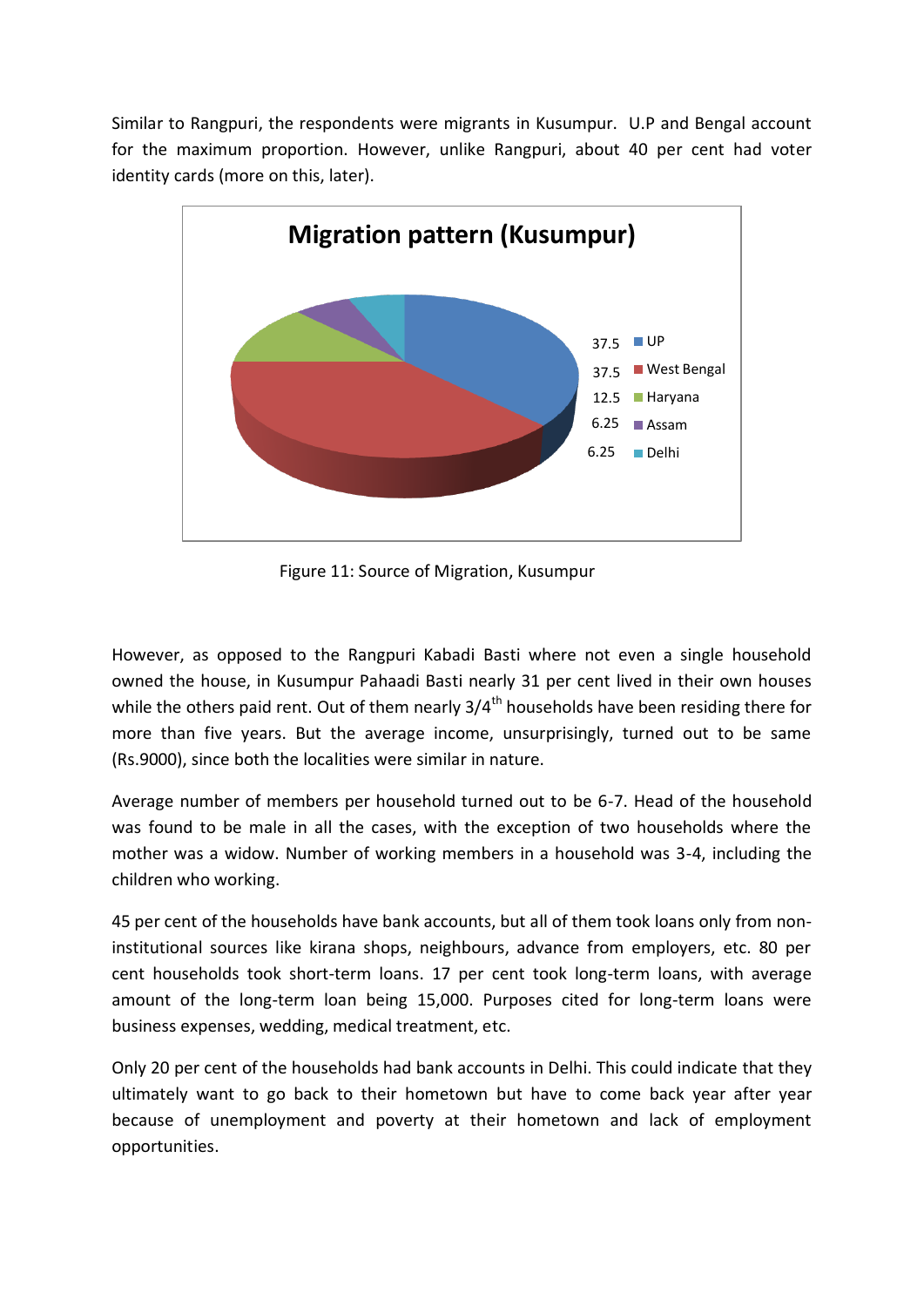Similar to Rangpuri, the respondents were migrants in Kusumpur. U.P and Bengal account for the maximum proportion. However, unlike Rangpuri, about 40 per cent had voter identity cards (more on this, later).

Migration pattern (Kusumpur)

37.5 UP
37.5 West Bengal
12.5 Haryana
6.25 Assam
6.25 Delhi

Figure 11: Source of Migration, Kusumpur

However, as opposed to the Rangpuri Kabadi Basti where not even a single household owned the house, in Kusumpur Pahaadi Basti nearly 31 per cent lived in their own houses while the others paid rent. Out of them nearly 3/4th households have been residing there for more than five years. But the average income, unsurprisingly, turned out to be same (Rs.9000), since both the localities were similar in nature.

Average number of members per household turned out to be 6-7. Head of the household was found to be male in all the cases, with the exception of two households where the mother was a widow. Number of working members in a household was 3-4, including the children who working.

45 per cent of the households have bank accounts, but all of them took loans only from non-institutional sources like kirana shops, neighbours, advance from employers, etc. 80 per cent households took short-term loans. 17 per cent took long-term loans, with average amount of the long-term loan being 15,000. Purposes cited for long-term loans were business expenses, wedding, medical treatment, etc.

Only 20 per cent of the households had bank accounts in Delhi. This could indicate that they ultimately want to go back to their hometown but have to come back year after year because of unemployment and poverty at their hometown and lack of employment opportunities.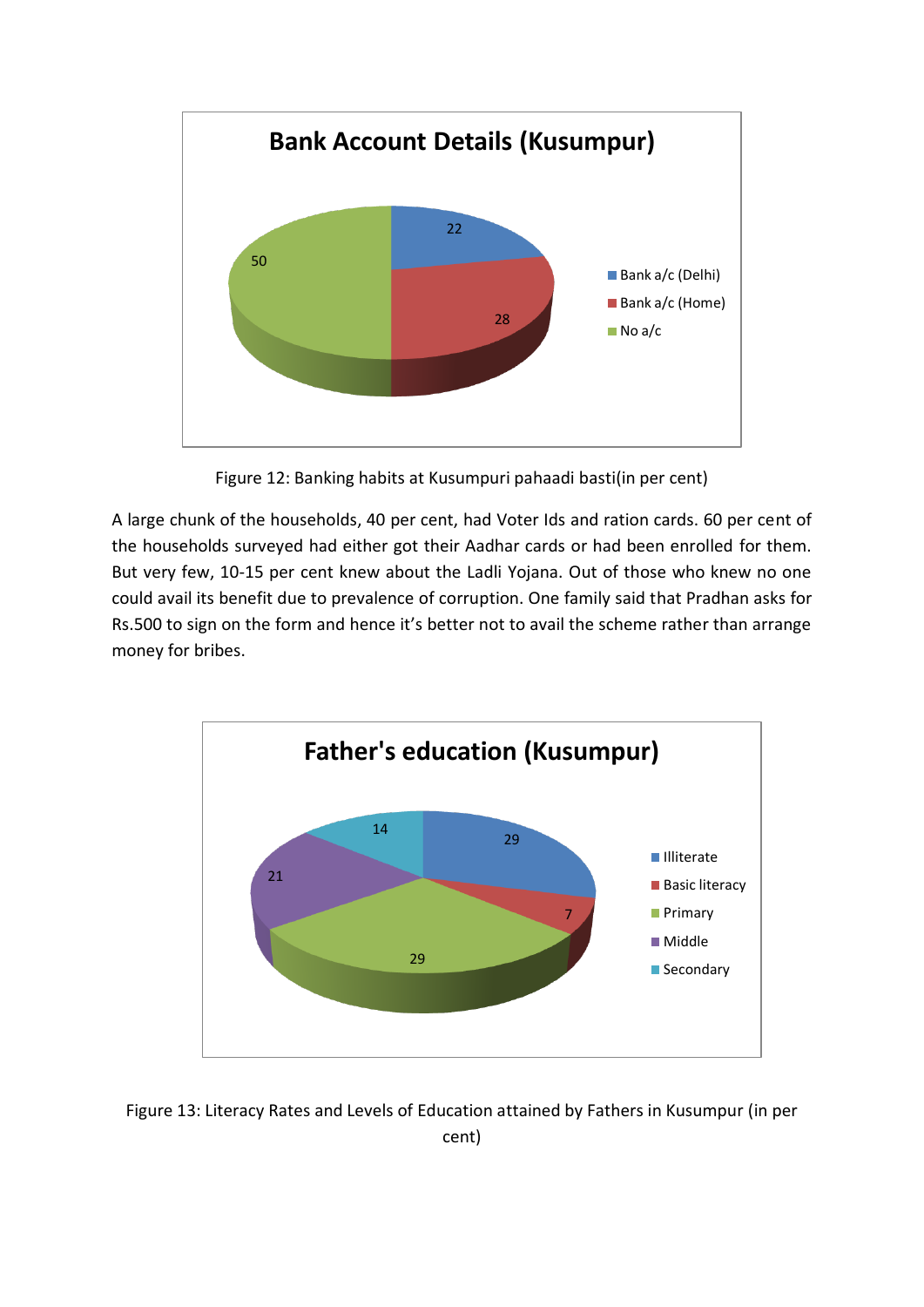Figure 12: Banking habits at Kusumpuri pahaadi basti(in per cent)

A large chunk of the households, 40 per cent, had Voter Ids and ration cards. 60 per cent of the households surveyed had either got their Aadhar cards or had been enrolled for them. But very few, 10-15 per cent knew about the Ladli Yojana. Out of those who knew no one could avail its benefit due to prevalence of corruption. One family said that Pradhan asks for Rs.500 to sign on the form and hence it's better not to avail the scheme rather than arrange money for bribes.

Figure 13: Literacy Rates and Levels of Education attained by Fathers in Kusumpur (in per cent)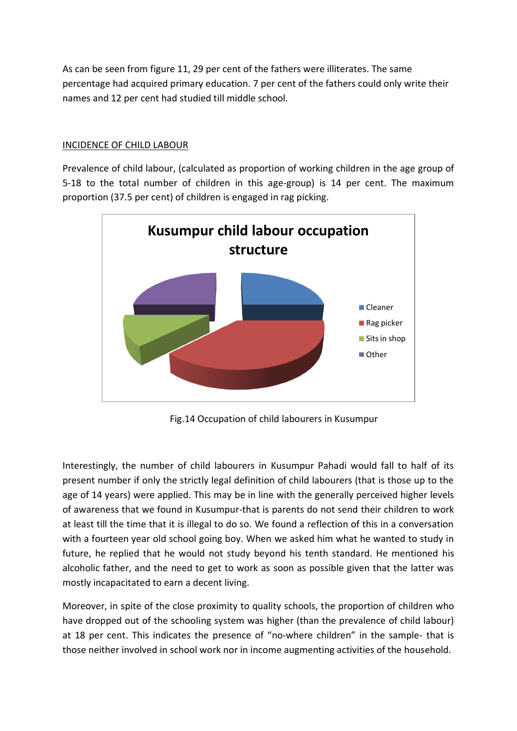As can be seen from figure 11, 29 per cent of the fathers were illiterates. The same percentage had acquired primary education. 7 per cent of the fathers could only write their names and 12 per cent had studied till middle school.

## INCIDENCE OF CHILD LABOUR

Prevalence of child labour, (calculated as proportion of working children in the age group of 5-18 to the total number of children in this age-group) is 14 per cent. The maximum proportion (37.5 per cent) of children is engaged in rag picking.

Kusumpur child labour occupation structure

Cleaner
Rag picker
Sits in shop
Other

Fig.14 Occupation of child labourers in Kusumpur

Interestingly, the number of child labourers in Kusumpur Pahadi would fall to half of its present number if only the strictly legal definition of child labourers (that is those up to the age of 14 years) were applied. This may be in line with the generally perceived higher levels of awareness that we found in Kusumpur-that is parents do not send their children to work at least till the time that it is illegal to do so. We found a reflection of this in a conversation with a fourteen year old school going boy. When we asked him what he wanted to study in future, he replied that he would not study beyond his tenth standard. He mentioned his alcoholic father, and the need to get to work as soon as possible given that the latter was mostly incapacitated to earn a decent living.

Moreover, in spite of the close proximity to quality schools, the proportion of children who have dropped out of the schooling system was higher (than the prevalence of child labour) at 18 per cent. This indicates the presence of "no-where children" in the sample- that is those neither involved in school work nor in income augmenting activities of the household.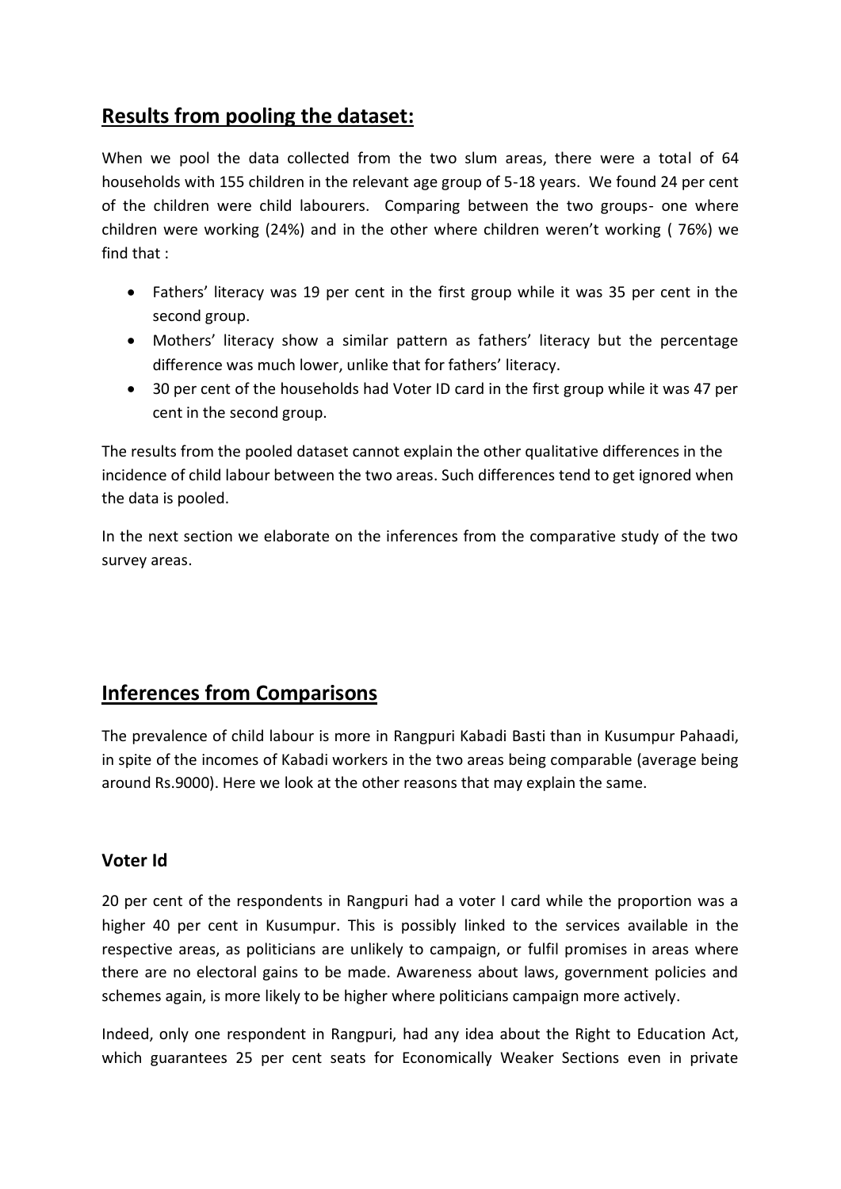## Results from pooling the dataset:

When we pool the data collected from the two slum areas, there were a total of 64 households with 155 children in the relevant age group of 5-18 years. We found 24 per cent of the children were child labourers. Comparing between the two groups- one where children were working (24%) and in the other where children weren't working ( 76%) we find that :

- Fathers' literacy was 19 per cent in the first group while it was 35 per cent in the second group.
- Mothers' literacy show a similar pattern as fathers' literacy but the percentage difference was much lower, unlike that for fathers' literacy.
- 30 per cent of the households had Voter ID card in the first group while it was 47 per cent in the second group.

The results from the pooled dataset cannot explain the other qualitative differences in the incidence of child labour between the two areas. Such differences tend to get ignored when the data is pooled.

In the next section we elaborate on the inferences from the comparative study of the two survey areas.

## Inferences from Comparisons

The prevalence of child labour is more in Rangpuri Kabadi Basti than in Kusumpur Pahaadi, in spite of the incomes of Kabadi workers in the two areas being comparable (average being around Rs.9000). Here we look at the other reasons that may explain the same.

### Voter Id

20 per cent of the respondents in Rangpuri had a voter I card while the proportion was a higher 40 per cent in Kusumpur. This is possibly linked to the services available in the respective areas, as politicians are unlikely to campaign, or fulfil promises in areas where there are no electoral gains to be made. Awareness about laws, government policies and schemes again, is more likely to be higher where politicians campaign more actively.

Indeed, only one respondent in Rangpuri, had any idea about the Right to Education Act, which guarantees 25 per cent seats for Economically Weaker Sections even in private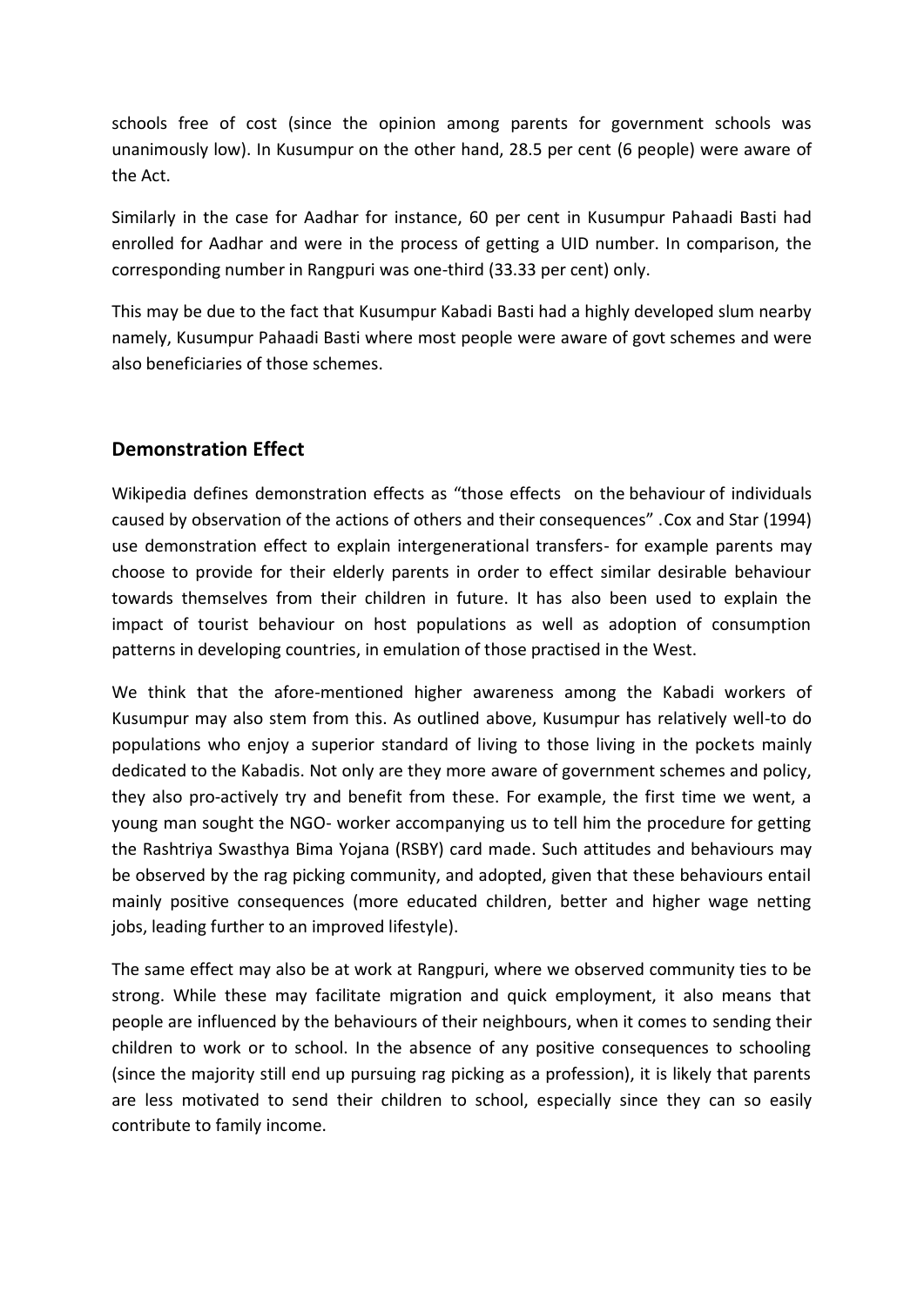schools free of cost (since the opinion among parents for government schools was unanimously low). In Kusumpur on the other hand, 28.5 per cent (6 people) were aware of the Act.

Similarly in the case for Aadhar for instance, 60 per cent in Kusumpur Pahaadi Basti had enrolled for Aadhar and were in the process of getting a UID number. In comparison, the corresponding number in Rangpuri was one-third (33.33 per cent) only.

This may be due to the fact that Kusumpur Kabadi Basti had a highly developed slum nearby namely, Kusumpur Pahaadi Basti where most people were aware of govt schemes and were also beneficiaries of those schemes.

## Demonstration Effect

Wikipedia defines demonstration effects as "those effects on the behaviour of individuals caused by observation of the actions of others and their consequences" .Cox and Star (1994) use demonstration effect to explain intergenerational transfers- for example parents may choose to provide for their elderly parents in order to effect similar desirable behaviour towards themselves from their children in future. It has also been used to explain the impact of tourist behaviour on host populations as well as adoption of consumption patterns in developing countries, in emulation of those practised in the West.

We think that the afore-mentioned higher awareness among the Kabadi workers of Kusumpur may also stem from this. As outlined above, Kusumpur has relatively well-to do populations who enjoy a superior standard of living to those living in the pockets mainly dedicated to the Kabadis. Not only are they more aware of government schemes and policy, they also pro-actively try and benefit from these. For example, the first time we went, a young man sought the NGO- worker accompanying us to tell him the procedure for getting the Rashtriya Swasthya Bima Yojana (RSBY) card made. Such attitudes and behaviours may be observed by the rag picking community, and adopted, given that these behaviours entail mainly positive consequences (more educated children, better and higher wage netting jobs, leading further to an improved lifestyle).

The same effect may also be at work at Rangpuri, where we observed community ties to be strong. While these may facilitate migration and quick employment, it also means that people are influenced by the behaviours of their neighbours, when it comes to sending their children to work or to school. In the absence of any positive consequences to schooling (since the majority still end up pursuing rag picking as a profession), it is likely that parents are less motivated to send their children to school, especially since they can so easily contribute to family income.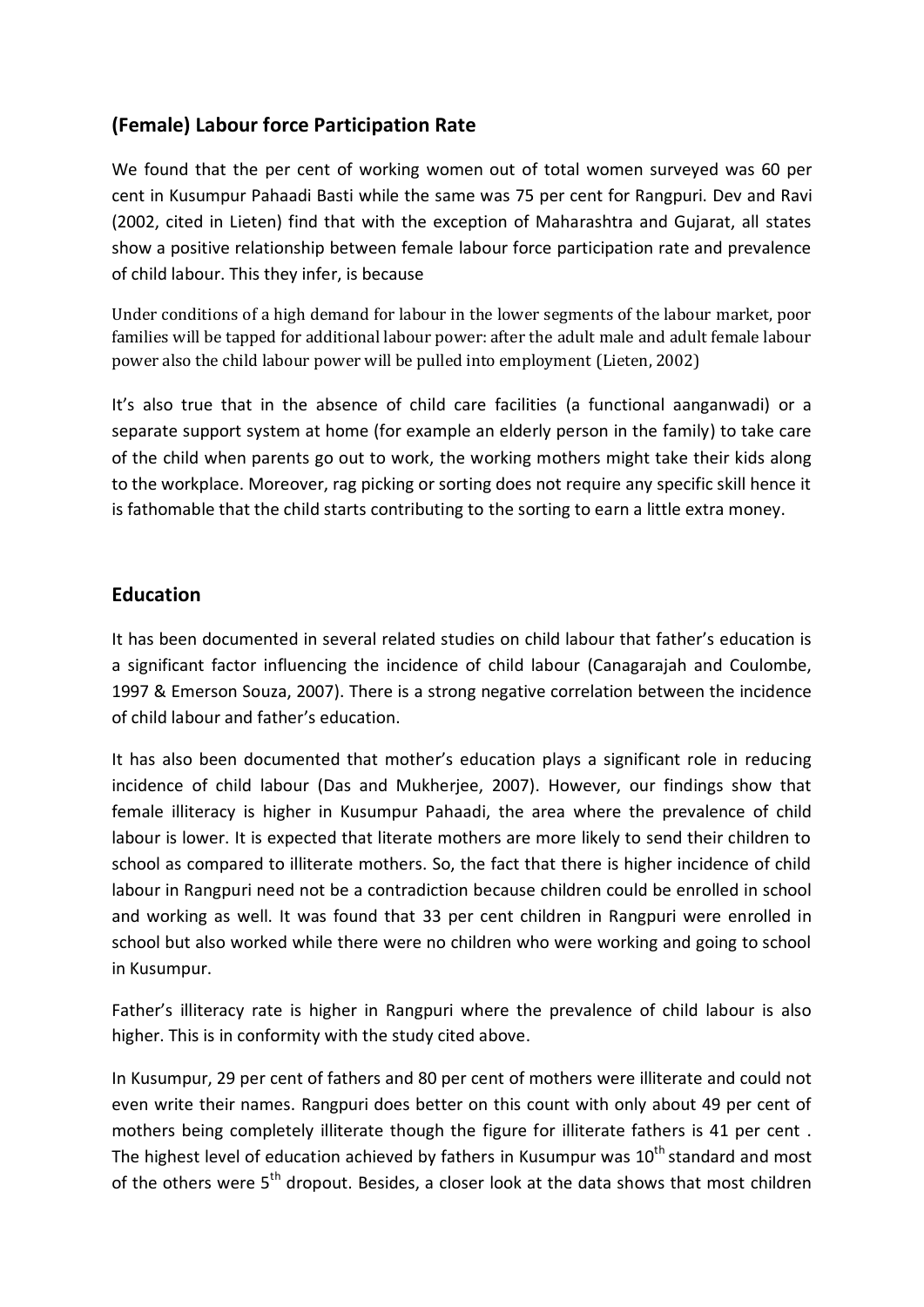## (Female) Labour force Participation Rate

We found that the per cent of working women out of total women surveyed was 60 per cent in Kusumpur Pahaadi Basti while the same was 75 per cent for Rangpuri. Dev and Ravi (2002, cited in Lieten) find that with the exception of Maharashtra and Gujarat, all states show a positive relationship between female labour force participation rate and prevalence of child labour. This they infer, is because

> Under conditions of a high demand for labour in the lower segments of the labour market, poor families will be tapped for additional labour power: after the adult male and adult female labour power also the child labour power will be pulled into employment (Lieten, 2002)

It's also true that in the absence of child care facilities (a functional aanganwadi) or a separate support system at home (for example an elderly person in the family) to take care of the child when parents go out to work, the working mothers might take their kids along to the workplace. Moreover, rag picking or sorting does not require any specific skill hence it is fathomable that the child starts contributing to the sorting to earn a little extra money.

## Education

It has been documented in several related studies on child labour that father's education is a significant factor influencing the incidence of child labour (Canagarajah and Coulombe, 1997 & Emerson Souza, 2007). There is a strong negative correlation between the incidence of child labour and father's education.

It has also been documented that mother's education plays a significant role in reducing incidence of child labour (Das and Mukherjee, 2007). However, our findings show that female illiteracy is higher in Kusumpur Pahaadi, the area where the prevalence of child labour is lower. It is expected that literate mothers are more likely to send their children to school as compared to illiterate mothers. So, the fact that there is higher incidence of child labour in Rangpuri need not be a contradiction because children could be enrolled in school and working as well. It was found that 33 per cent children in Rangpuri were enrolled in school but also worked while there were no children who were working and going to school in Kusumpur.

Father's illiteracy rate is higher in Rangpuri where the prevalence of child labour is also higher. This is in conformity with the study cited above.

In Kusumpur, 29 per cent of fathers and 80 per cent of mothers were illiterate and could not even write their names. Rangpuri does better on this count with only about 49 per cent of mothers being completely illiterate though the figure for illiterate fathers is 41 per cent . The highest level of education achieved by fathers in Kusumpur was 10th standard and most of the others were 5th dropout. Besides, a closer look at the data shows that most children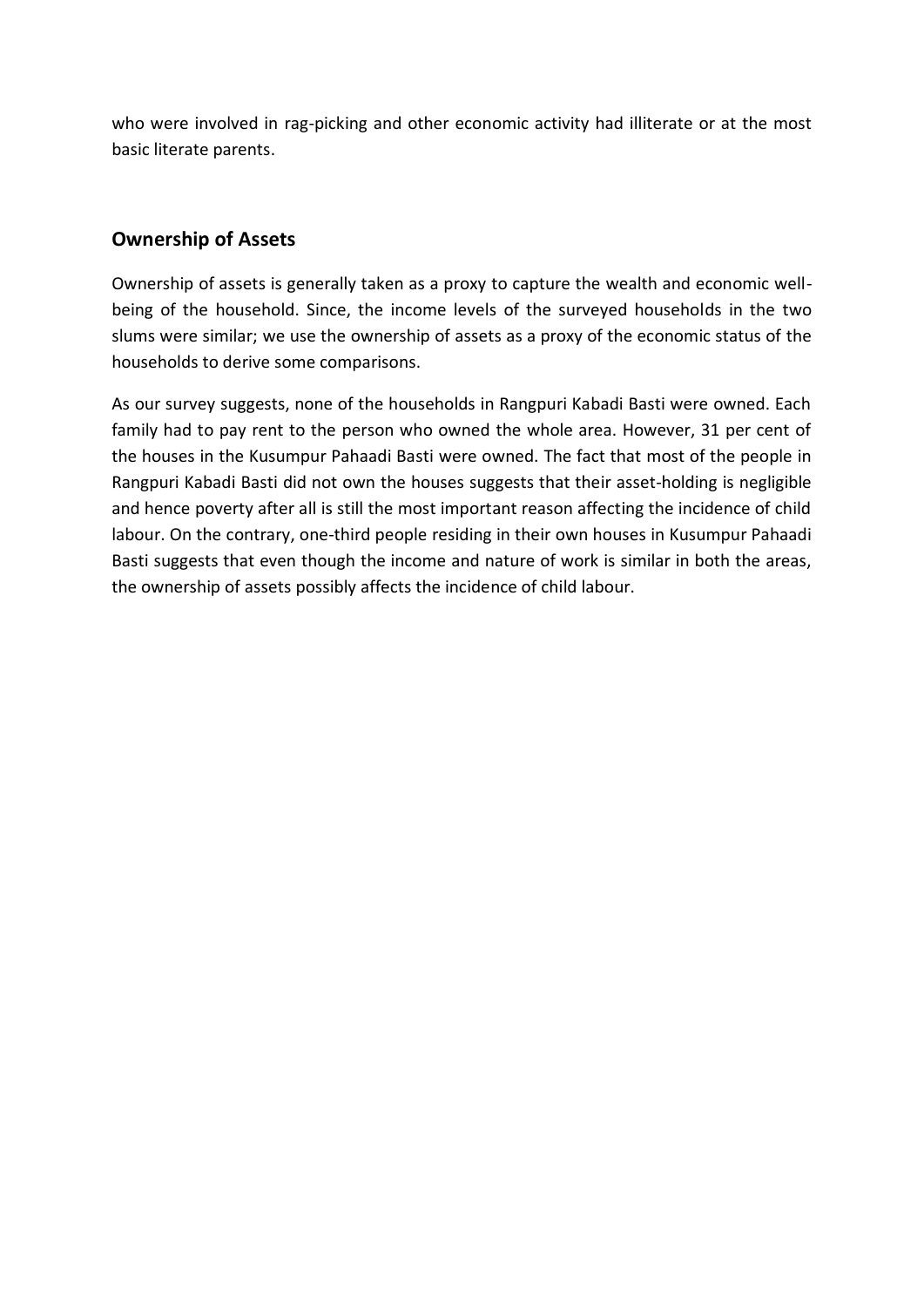who were involved in rag-picking and other economic activity had illiterate or at the most basic literate parents.

## Ownership of Assets

Ownership of assets is generally taken as a proxy to capture the wealth and economic well-being of the household. Since, the income levels of the surveyed households in the two slums were similar; we use the ownership of assets as a proxy of the economic status of the households to derive some comparisons.

As our survey suggests, none of the households in Rangpuri Kabadi Basti were owned. Each family had to pay rent to the person who owned the whole area. However, 31 per cent of the houses in the Kusumpur Pahaadi Basti were owned. The fact that most of the people in Rangpuri Kabadi Basti did not own the houses suggests that their asset-holding is negligible and hence poverty after all is still the most important reason affecting the incidence of child labour. On the contrary, one-third people residing in their own houses in Kusumpur Pahaadi Basti suggests that even though the income and nature of work is similar in both the areas, the ownership of assets possibly affects the incidence of child labour.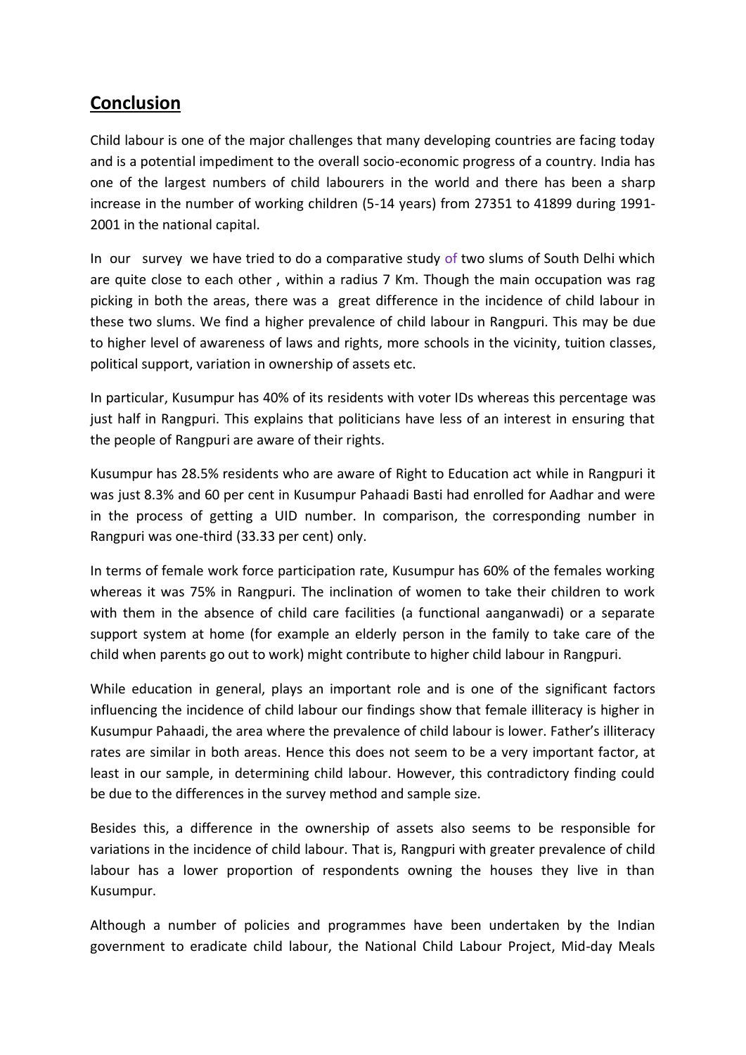## Conclusion

Child labour is one of the major challenges that many developing countries are facing today and is a potential impediment to the overall socio-economic progress of a country. India has one of the largest numbers of child labourers in the world and there has been a sharp increase in the number of working children (5-14 years) from 27351 to 41899 during 1991-2001 in the national capital.

In our survey we have tried to do a comparative study of two slums of South Delhi which are quite close to each other , within a radius 7 Km. Though the main occupation was rag picking in both the areas, there was a great difference in the incidence of child labour in these two slums. We find a higher prevalence of child labour in Rangpuri. This may be due to higher level of awareness of laws and rights, more schools in the vicinity, tuition classes, political support, variation in ownership of assets etc.

In particular, Kusumpur has 40% of its residents with voter IDs whereas this percentage was just half in Rangpuri. This explains that politicians have less of an interest in ensuring that the people of Rangpuri are aware of their rights.

Kusumpur has 28.5% residents who are aware of Right to Education act while in Rangpuri it was just 8.3% and 60 per cent in Kusumpur Pahaadi Basti had enrolled for Aadhar and were in the process of getting a UID number. In comparison, the corresponding number in Rangpuri was one-third (33.33 per cent) only.

In terms of female work force participation rate, Kusumpur has 60% of the females working whereas it was 75% in Rangpuri. The inclination of women to take their children to work with them in the absence of child care facilities (a functional aanganwadi) or a separate support system at home (for example an elderly person in the family to take care of the child when parents go out to work) might contribute to higher child labour in Rangpuri.

While education in general, plays an important role and is one of the significant factors influencing the incidence of child labour our findings show that female illiteracy is higher in Kusumpur Pahaadi, the area where the prevalence of child labour is lower. Father's illiteracy rates are similar in both areas. Hence this does not seem to be a very important factor, at least in our sample, in determining child labour. However, this contradictory finding could be due to the differences in the survey method and sample size.

Besides this, a difference in the ownership of assets also seems to be responsible for variations in the incidence of child labour. That is, Rangpuri with greater prevalence of child labour has a lower proportion of respondents owning the houses they live in than Kusumpur.

Although a number of policies and programmes have been undertaken by the Indian government to eradicate child labour, the National Child Labour Project, Mid-day Meals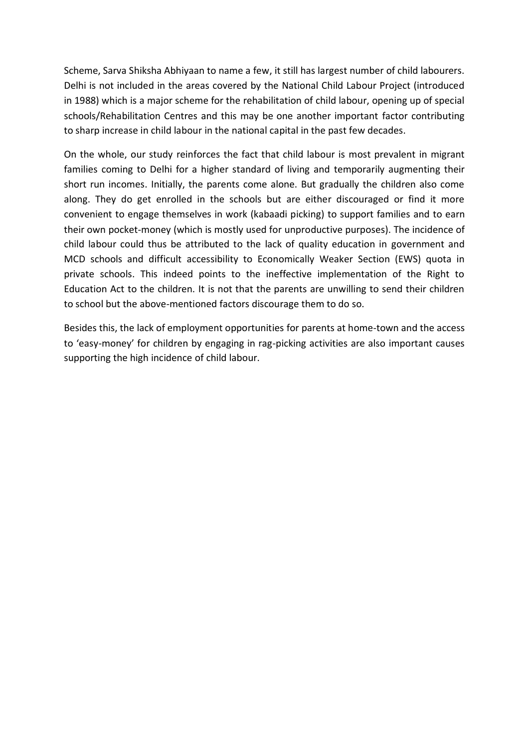Scheme, Sarva Shiksha Abhiyaan to name a few, it still has largest number of child labourers. Delhi is not included in the areas covered by the National Child Labour Project (introduced in 1988) which is a major scheme for the rehabilitation of child labour, opening up of special schools/Rehabilitation Centres and this may be one another important factor contributing to sharp increase in child labour in the national capital in the past few decades.

On the whole, our study reinforces the fact that child labour is most prevalent in migrant families coming to Delhi for a higher standard of living and temporarily augmenting their short run incomes. Initially, the parents come alone. But gradually the children also come along. They do get enrolled in the schools but are either discouraged or find it more convenient to engage themselves in work (kabaadi picking) to support families and to earn their own pocket-money (which is mostly used for unproductive purposes). The incidence of child labour could thus be attributed to the lack of quality education in government and MCD schools and difficult accessibility to Economically Weaker Section (EWS) quota in private schools. This indeed points to the ineffective implementation of the Right to Education Act to the children. It is not that the parents are unwilling to send their children to school but the above-mentioned factors discourage them to do so.

Besides this, the lack of employment opportunities for parents at home-town and the access to 'easy-money' for children by engaging in rag-picking activities are also important causes supporting the high incidence of child labour.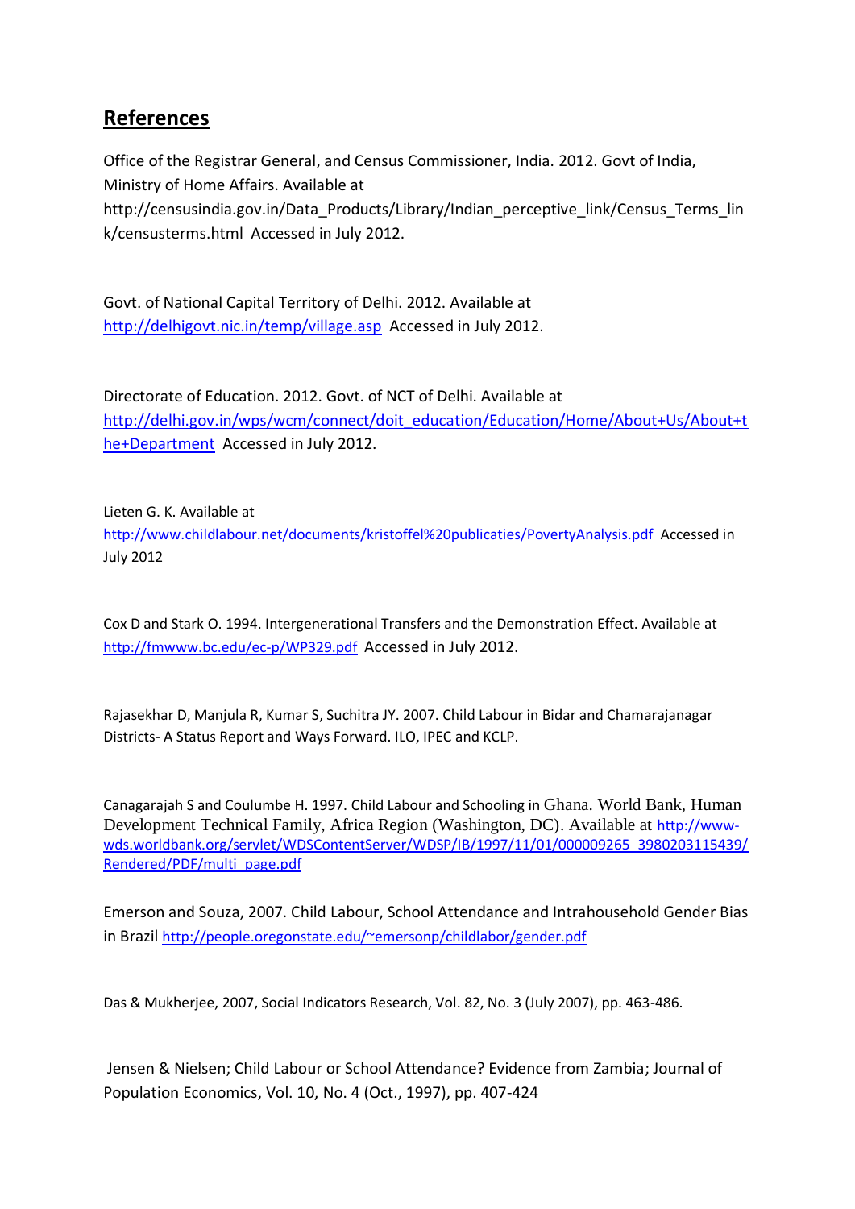## References

Office of the Registrar General, and Census Commissioner, India. 2012. Govt of India, Ministry of Home Affairs. Available at http://censusindia.gov.in/Data_Products/Library/Indian_perceptive_link/Census_Terms_link/censusterms.html Accessed in July 2012.

Govt. of National Capital Territory of Delhi. 2012. Available at http://delhigovt.nic.in/temp/village.asp Accessed in July 2012.

Directorate of Education. 2012. Govt. of NCT of Delhi. Available at http://delhi.gov.in/wps/wcm/connect/doit_education/Education/Home/About+Us/About+the+Department Accessed in July 2012.

Lieten G. K. Available at http://www.childlabour.net/documents/kristoffel%20publicaties/PovertyAnalysis.pdf Accessed in July 2012

Cox D and Stark O. 1994. Intergenerational Transfers and the Demonstration Effect. Available at http://fmwww.bc.edu/ec-p/WP329.pdf Accessed in July 2012.

Rajasekhar D, Manjula R, Kumar S, Suchitra JY. 2007. Child Labour in Bidar and Chamarajanagar Districts- A Status Report and Ways Forward. ILO, IPEC and KCLP.

Canagarajah S and Coulumbe H. 1997. Child Labour and Schooling in Ghana. World Bank, Human Development Technical Family, Africa Region (Washington, DC). Available at http://www-wds.worldbank.org/servlet/WDSContentServer/WDSP/IB/1997/11/01/000009265_3980203115439/Rendered/PDF/multi_page.pdf

Emerson and Souza, 2007. Child Labour, School Attendance and Intrahousehold Gender Bias in Brazil http://people.oregonstate.edu/~emersonp/childlabor/gender.pdf

Das & Mukherjee, 2007, Social Indicators Research, Vol. 82, No. 3 (July 2007), pp. 463-486.

Jensen & Nielsen; Child Labour or School Attendance? Evidence from Zambia; Journal of Population Economics, Vol. 10, No. 4 (Oct., 1997), pp. 407-424